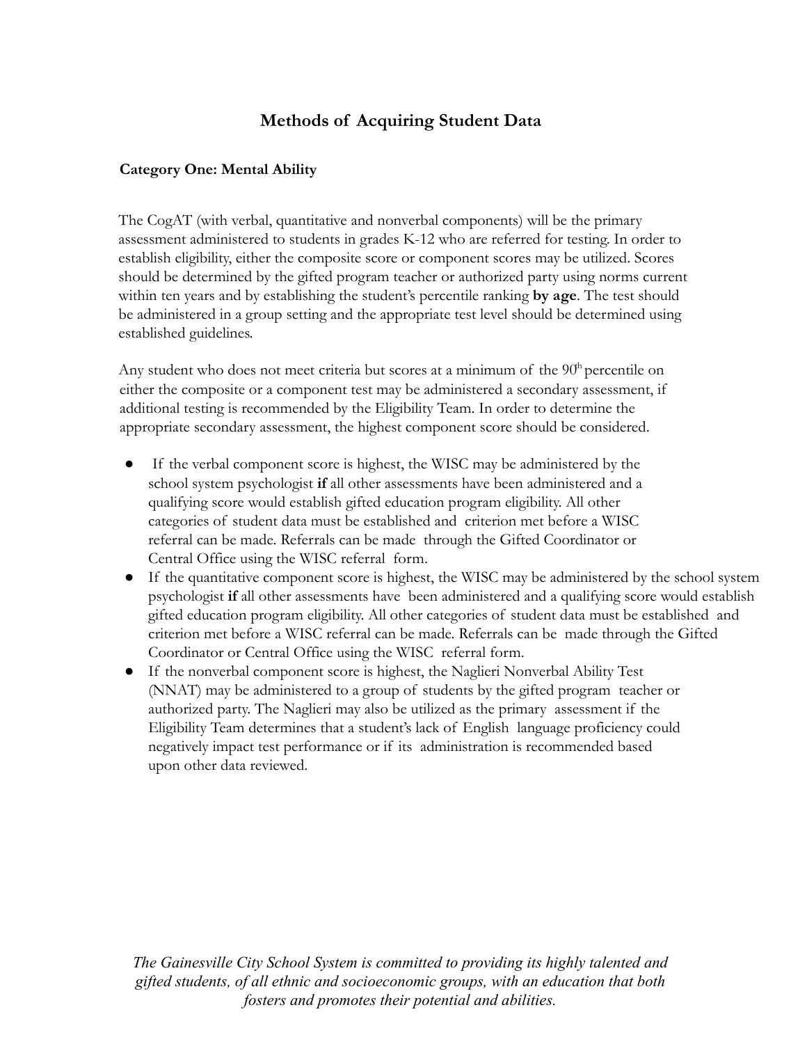## Methods of Acquiring Student Data

### Category One: Mental Ability

The CogAT (with verbal, quantitative and nonverbal components) will be the primary assessment administered to students in grades K-12 who are referred for testing. In order to establish eligibility, either the composite score or component scores may be utilized. Scores should be determined by the gifted program teacher or authorized party using norms current within ten years and by establishing the student's percentile ranking **by age**. The test should be administered in a group setting and the appropriate test level should be determined using established guidelines.

Any student who does not meet criteria but scores at a minimum of the 90th percentile on either the composite or a component test may be administered a secondary assessment, if additional testing is recommended by the Eligibility Team. In order to determine the appropriate secondary assessment, the highest component score should be considered.

- If the verbal component score is highest, the WISC may be administered by the school system psychologist **if** all other assessments have been administered and a qualifying score would establish gifted education program eligibility. All other categories of student data must be established and criterion met before a WISC referral can be made. Referrals can be made through the Gifted Coordinator or Central Office using the WISC referral form.
- If the quantitative component score is highest, the WISC may be administered by the school system psychologist **if** all other assessments have been administered and a qualifying score would establish gifted education program eligibility. All other categories of student data must be established and criterion met before a WISC referral can be made. Referrals can be made through the Gifted Coordinator or Central Office using the WISC referral form.
- If the nonverbal component score is highest, the Naglieri Nonverbal Ability Test (NNAT) may be administered to a group of students by the gifted program teacher or authorized party. The Naglieri may also be utilized as the primary assessment if the Eligibility Team determines that a student's lack of English language proficiency could negatively impact test performance or if its administration is recommended based upon other data reviewed.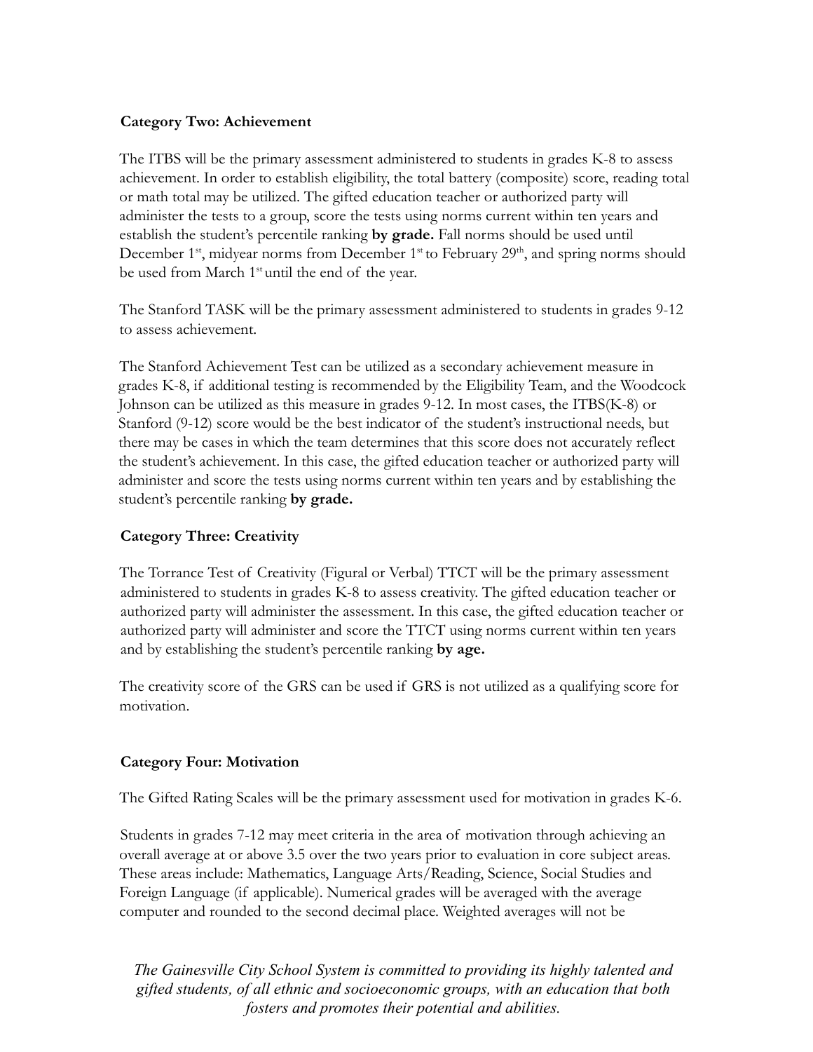### Category Two: Achievement

The ITBS will be the primary assessment administered to students in grades K-8 to assess achievement. In order to establish eligibility, the total battery (composite) score, reading total or math total may be utilized. The gifted education teacher or authorized party will administer the tests to a group, score the tests using norms current within ten years and establish the student's percentile ranking **by grade.** Fall norms should be used until December 1st, midyear norms from December 1st to February 29th, and spring norms should be used from March 1st until the end of the year.

The Stanford TASK will be the primary assessment administered to students in grades 9-12 to assess achievement.

The Stanford Achievement Test can be utilized as a secondary achievement measure in grades K-8, if additional testing is recommended by the Eligibility Team, and the Woodcock Johnson can be utilized as this measure in grades 9-12. In most cases, the ITBS(K-8) or Stanford (9-12) score would be the best indicator of the student's instructional needs, but there may be cases in which the team determines that this score does not accurately reflect the student's achievement. In this case, the gifted education teacher or authorized party will administer and score the tests using norms current within ten years and by establishing the student's percentile ranking **by grade.**

### Category Three: Creativity

The Torrance Test of Creativity (Figural or Verbal) TTCT will be the primary assessment administered to students in grades K-8 to assess creativity. The gifted education teacher or authorized party will administer the assessment. In this case, the gifted education teacher or authorized party will administer and score the TTCT using norms current within ten years and by establishing the student's percentile ranking **by age.**

The creativity score of the GRS can be used if GRS is not utilized as a qualifying score for motivation.

### Category Four: Motivation

The Gifted Rating Scales will be the primary assessment used for motivation in grades K-6.

Students in grades 7-12 may meet criteria in the area of motivation through achieving an overall average at or above 3.5 over the two years prior to evaluation in core subject areas. These areas include: Mathematics, Language Arts/Reading, Science, Social Studies and Foreign Language (if applicable). Numerical grades will be averaged with the average computer and rounded to the second decimal place. Weighted averages will not be

*The Gainesville City School System is committed to providing its highly talented and gifted students, of all ethnic and socioeconomic groups, with an education that both fosters and promotes their potential and abilities.*